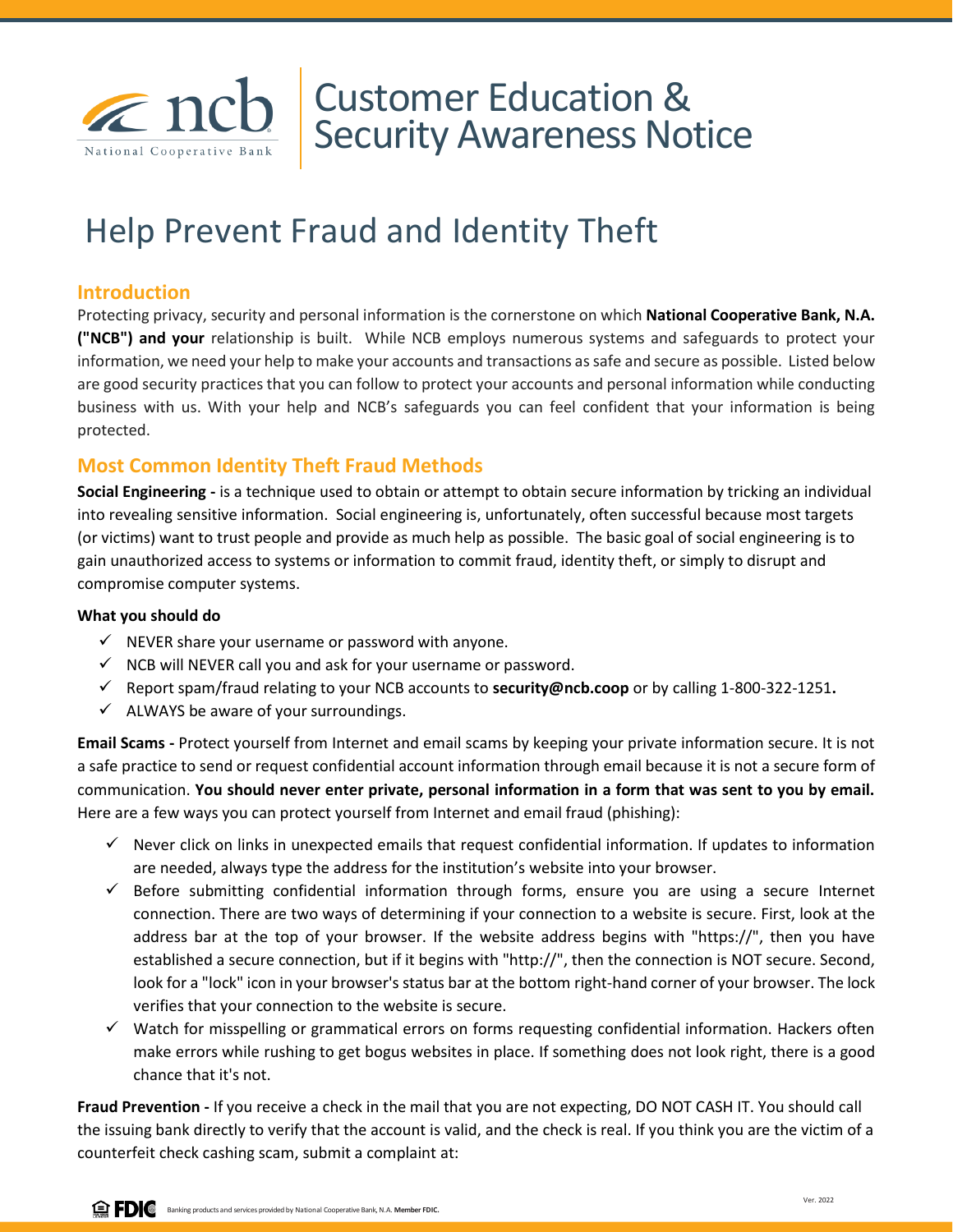# Customer Education & Security Awareness Notice

## Help Prevent Fraud and Identity Theft

### Introduction

Protecting privacy, security and personal information is the cornerstone on which **National Cooperative Bank, N.A. ("NCB") and your** relationship is built. While NCB employs numerous systems and safeguards to protect your information, we need your help to make your accounts and transactions as safe and secure as possible. Listed below are good security practices that you can follow to protect your accounts and personal information while conducting business with us. With your help and NCB's safeguards you can feel confident that your information is being protected.

### Most Common Identity Theft Fraud Methods

**Social Engineering -** is a technique used to obtain or attempt to obtain secure information by tricking an individual into revealing sensitive information. Social engineering is, unfortunately, often successful because most targets (or victims) want to trust people and provide as much help as possible. The basic goal of social engineering is to gain unauthorized access to systems or information to commit fraud, identity theft, or simply to disrupt and compromise computer systems.

**What you should do**

- ✓ NEVER share your username or password with anyone.
- ✓ NCB will NEVER call you and ask for your username or password.
- ✓ Report spam/fraud relating to your NCB accounts to **security@ncb.coop** or by calling 1-800-322-1251**.**
- ✓ ALWAYS be aware of your surroundings.

**Email Scams -** Protect yourself from Internet and email scams by keeping your private information secure. It is not a safe practice to send or request confidential account information through email because it is not a secure form of communication. **You should never enter private, personal information in a form that was sent to you by email.** Here are a few ways you can protect yourself from Internet and email fraud (phishing):

- ✓ Never click on links in unexpected emails that request confidential information. If updates to information are needed, always type the address for the institution's website into your browser.
- ✓ Before submitting confidential information through forms, ensure you are using a secure Internet connection. There are two ways of determining if your connection to a website is secure. First, look at the address bar at the top of your browser. If the website address begins with "https://", then you have established a secure connection, but if it begins with "http://", then the connection is NOT secure. Second, look for a "lock" icon in your browser's status bar at the bottom right-hand corner of your browser. The lock verifies that your connection to the website is secure.
- ✓ Watch for misspelling or grammatical errors on forms requesting confidential information. Hackers often make errors while rushing to get bogus websites in place. If something does not look right, there is a good chance that it's not.

**Fraud Prevention -** If you receive a check in the mail that you are not expecting, DO NOT CASH IT. You should call the issuing bank directly to verify that the account is valid, and the check is real. If you think you are the victim of a counterfeit check cashing scam, submit a complaint at: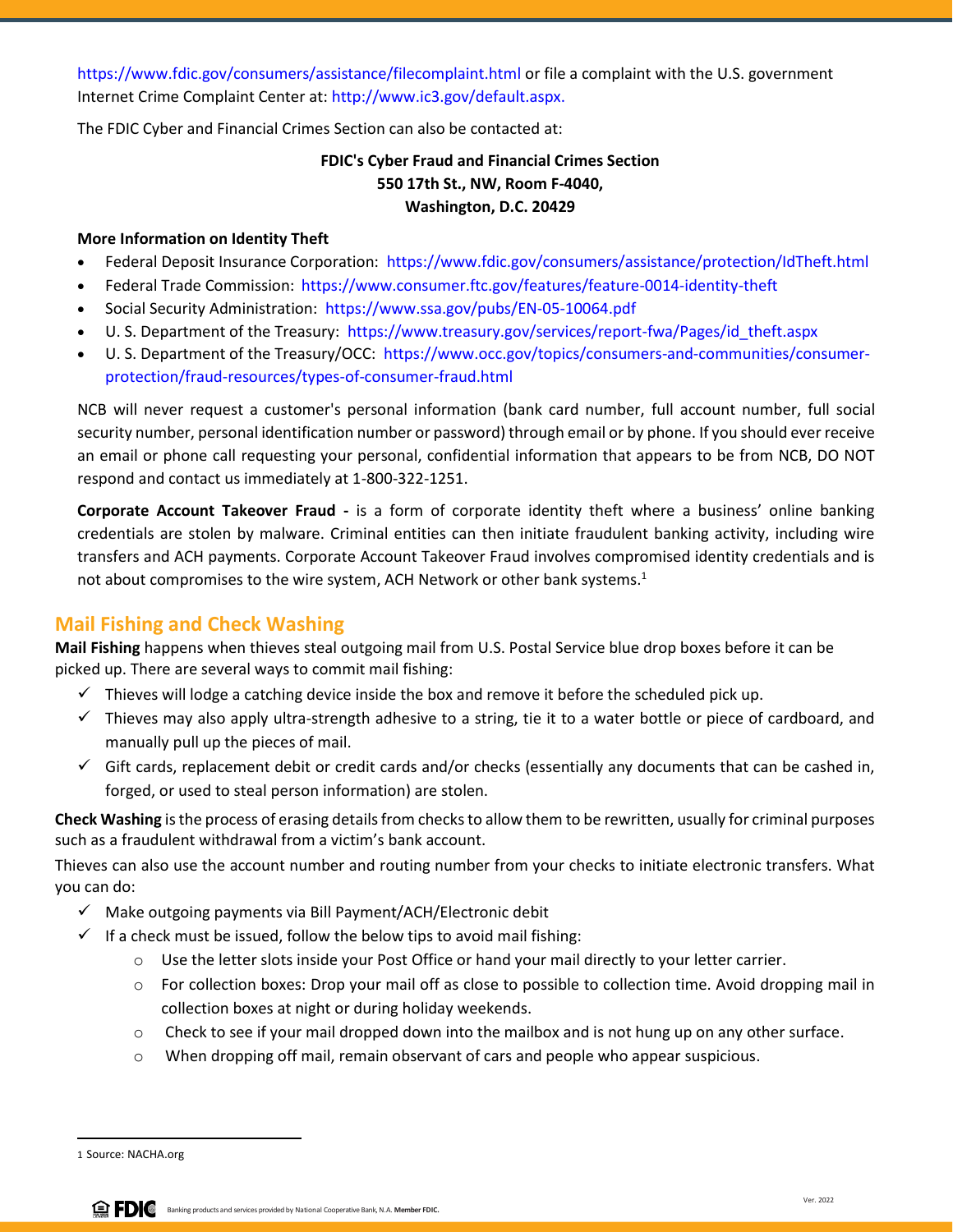https://www.fdic.gov/consumers/assistance/filecomplaint.html or file a complaint with the U.S. government Internet Crime Complaint Center at: http://www.ic3.gov/default.aspx.

The FDIC Cyber and Financial Crimes Section can also be contacted at:

**FDIC's Cyber Fraud and Financial Crimes Section**
**550 17th St., NW, Room F-4040,**
**Washington, D.C. 20429**

**More Information on Identity Theft**

- Federal Deposit Insurance Corporation: https://www.fdic.gov/consumers/assistance/protection/IdTheft.html
- Federal Trade Commission: https://www.consumer.ftc.gov/features/feature-0014-identity-theft
- Social Security Administration: https://www.ssa.gov/pubs/EN-05-10064.pdf
- U. S. Department of the Treasury: https://www.treasury.gov/services/report-fwa/Pages/id_theft.aspx
- U. S. Department of the Treasury/OCC: https://www.occ.gov/topics/consumers-and-communities/consumer-protection/fraud-resources/types-of-consumer-fraud.html

NCB will never request a customer's personal information (bank card number, full account number, full social security number, personal identification number or password) through email or by phone. If you should ever receive an email or phone call requesting your personal, confidential information that appears to be from NCB, DO NOT respond and contact us immediately at 1-800-322-1251.

**Corporate Account Takeover Fraud -** is a form of corporate identity theft where a business' online banking credentials are stolen by malware. Criminal entities can then initiate fraudulent banking activity, including wire transfers and ACH payments. Corporate Account Takeover Fraud involves compromised identity credentials and is not about compromises to the wire system, ACH Network or other bank systems.[1]

## Mail Fishing and Check Washing

**Mail Fishing** happens when thieves steal outgoing mail from U.S. Postal Service blue drop boxes before it can be picked up. There are several ways to commit mail fishing:

- ✓ Thieves will lodge a catching device inside the box and remove it before the scheduled pick up.
- ✓ Thieves may also apply ultra-strength adhesive to a string, tie it to a water bottle or piece of cardboard, and manually pull up the pieces of mail.
- ✓ Gift cards, replacement debit or credit cards and/or checks (essentially any documents that can be cashed in, forged, or used to steal person information) are stolen.

**Check Washing** is the process of erasing details from checks to allow them to be rewritten, usually for criminal purposes such as a fraudulent withdrawal from a victim's bank account.

Thieves can also use the account number and routing number from your checks to initiate electronic transfers. What you can do:

- ✓ Make outgoing payments via Bill Payment/ACH/Electronic debit
- ✓ If a check must be issued, follow the below tips to avoid mail fishing:
  - Use the letter slots inside your Post Office or hand your mail directly to your letter carrier.
  - For collection boxes: Drop your mail off as close to possible to collection time. Avoid dropping mail in collection boxes at night or during holiday weekends.
  - Check to see if your mail dropped down into the mailbox and is not hung up on any other surface.
  - When dropping off mail, remain observant of cars and people who appear suspicious.

---

[1] Source: NACHA.org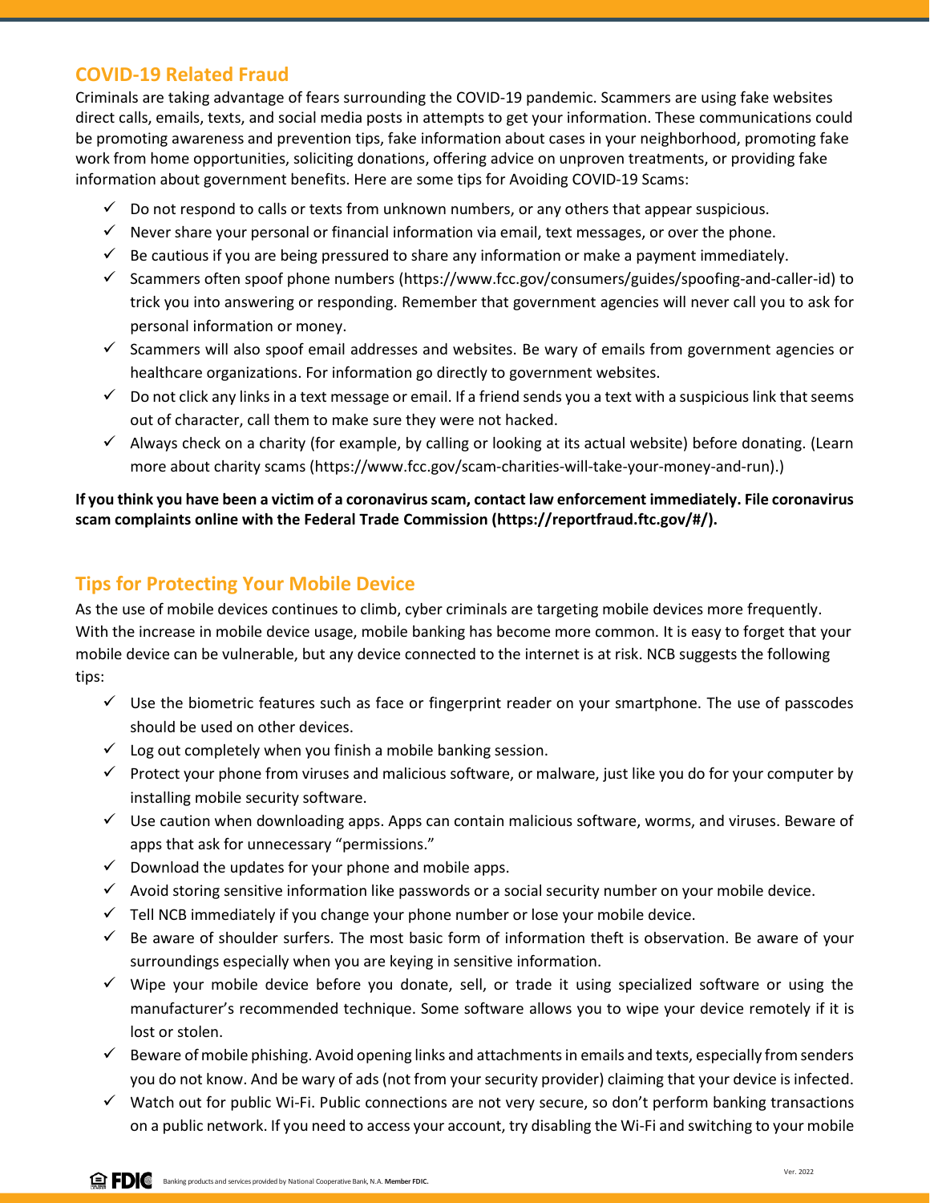## COVID-19 Related Fraud

Criminals are taking advantage of fears surrounding the COVID-19 pandemic. Scammers are using fake websites direct calls, emails, texts, and social media posts in attempts to get your information. These communications could be promoting awareness and prevention tips, fake information about cases in your neighborhood, promoting fake work from home opportunities, soliciting donations, offering advice on unproven treatments, or providing fake information about government benefits. Here are some tips for Avoiding COVID-19 Scams:

- ✓ Do not respond to calls or texts from unknown numbers, or any others that appear suspicious.
- ✓ Never share your personal or financial information via email, text messages, or over the phone.
- ✓ Be cautious if you are being pressured to share any information or make a payment immediately.
- ✓ Scammers often spoof phone numbers (https://www.fcc.gov/consumers/guides/spoofing-and-caller-id) to trick you into answering or responding. Remember that government agencies will never call you to ask for personal information or money.
- ✓ Scammers will also spoof email addresses and websites. Be wary of emails from government agencies or healthcare organizations. For information go directly to government websites.
- ✓ Do not click any links in a text message or email. If a friend sends you a text with a suspicious link that seems out of character, call them to make sure they were not hacked.
- ✓ Always check on a charity (for example, by calling or looking at its actual website) before donating. (Learn more about charity scams (https://www.fcc.gov/scam-charities-will-take-your-money-and-run).)

**If you think you have been a victim of a coronavirus scam, contact law enforcement immediately. File coronavirus scam complaints online with the Federal Trade Commission (https://reportfraud.ftc.gov/#/).**

## Tips for Protecting Your Mobile Device

As the use of mobile devices continues to climb, cyber criminals are targeting mobile devices more frequently. With the increase in mobile device usage, mobile banking has become more common. It is easy to forget that your mobile device can be vulnerable, but any device connected to the internet is at risk. NCB suggests the following tips:

- ✓ Use the biometric features such as face or fingerprint reader on your smartphone. The use of passcodes should be used on other devices.
- ✓ Log out completely when you finish a mobile banking session.
- ✓ Protect your phone from viruses and malicious software, or malware, just like you do for your computer by installing mobile security software.
- ✓ Use caution when downloading apps. Apps can contain malicious software, worms, and viruses. Beware of apps that ask for unnecessary "permissions."
- ✓ Download the updates for your phone and mobile apps.
- ✓ Avoid storing sensitive information like passwords or a social security number on your mobile device.
- ✓ Tell NCB immediately if you change your phone number or lose your mobile device.
- ✓ Be aware of shoulder surfers. The most basic form of information theft is observation. Be aware of your surroundings especially when you are keying in sensitive information.
- ✓ Wipe your mobile device before you donate, sell, or trade it using specialized software or using the manufacturer's recommended technique. Some software allows you to wipe your device remotely if it is lost or stolen.
- ✓ Beware of mobile phishing. Avoid opening links and attachments in emails and texts, especially from senders you do not know. And be wary of ads (not from your security provider) claiming that your device is infected.
- ✓ Watch out for public Wi-Fi. Public connections are not very secure, so don't perform banking transactions on a public network. If you need to access your account, try disabling the Wi-Fi and switching to your mobile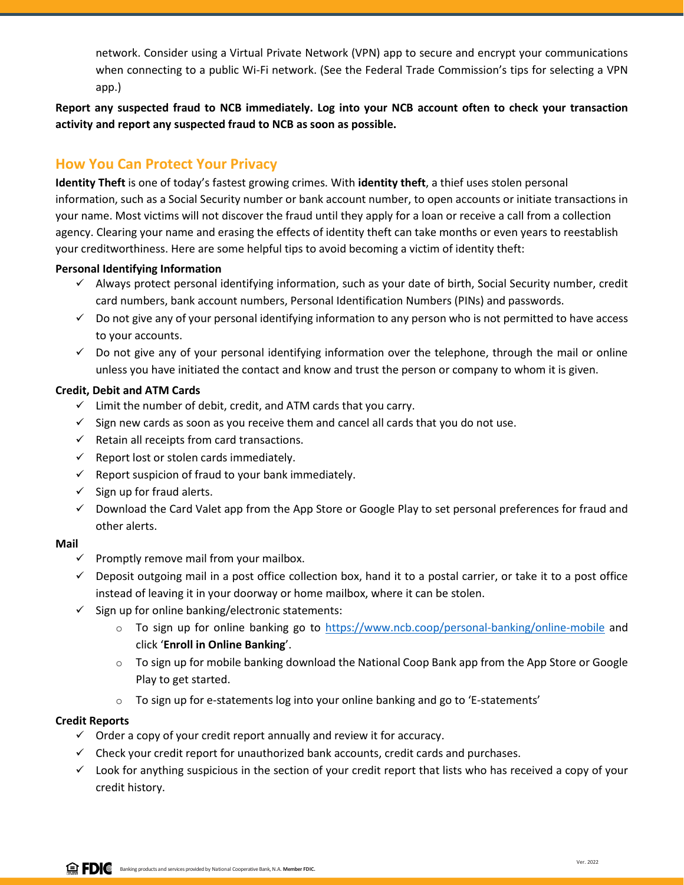network. Consider using a Virtual Private Network (VPN) app to secure and encrypt your communications when connecting to a public Wi-Fi network. (See the Federal Trade Commission's tips for selecting a VPN app.)

**Report any suspected fraud to NCB immediately. Log into your NCB account often to check your transaction activity and report any suspected fraud to NCB as soon as possible.**

## How You Can Protect Your Privacy

**Identity Theft** is one of today's fastest growing crimes. With **identity theft**, a thief uses stolen personal information, such as a Social Security number or bank account number, to open accounts or initiate transactions in your name. Most victims will not discover the fraud until they apply for a loan or receive a call from a collection agency. Clearing your name and erasing the effects of identity theft can take months or even years to reestablish your creditworthiness. Here are some helpful tips to avoid becoming a victim of identity theft:

**Personal Identifying Information**

- ✓ Always protect personal identifying information, such as your date of birth, Social Security number, credit card numbers, bank account numbers, Personal Identification Numbers (PINs) and passwords.
- ✓ Do not give any of your personal identifying information to any person who is not permitted to have access to your accounts.
- ✓ Do not give any of your personal identifying information over the telephone, through the mail or online unless you have initiated the contact and know and trust the person or company to whom it is given.

**Credit, Debit and ATM Cards**

- ✓ Limit the number of debit, credit, and ATM cards that you carry.
- ✓ Sign new cards as soon as you receive them and cancel all cards that you do not use.
- ✓ Retain all receipts from card transactions.
- ✓ Report lost or stolen cards immediately.
- ✓ Report suspicion of fraud to your bank immediately.
- ✓ Sign up for fraud alerts.
- ✓ Download the Card Valet app from the App Store or Google Play to set personal preferences for fraud and other alerts.

**Mail**

- ✓ Promptly remove mail from your mailbox.
- ✓ Deposit outgoing mail in a post office collection box, hand it to a postal carrier, or take it to a post office instead of leaving it in your doorway or home mailbox, where it can be stolen.
- ✓ Sign up for online banking/electronic statements:
  - To sign up for online banking go to https://www.ncb.coop/personal-banking/online-mobile and click '**Enroll in Online Banking**'.
  - To sign up for mobile banking download the National Coop Bank app from the App Store or Google Play to get started.
  - To sign up for e-statements log into your online banking and go to 'E-statements'

**Credit Reports**

- ✓ Order a copy of your credit report annually and review it for accuracy.
- ✓ Check your credit report for unauthorized bank accounts, credit cards and purchases.
- ✓ Look for anything suspicious in the section of your credit report that lists who has received a copy of your credit history.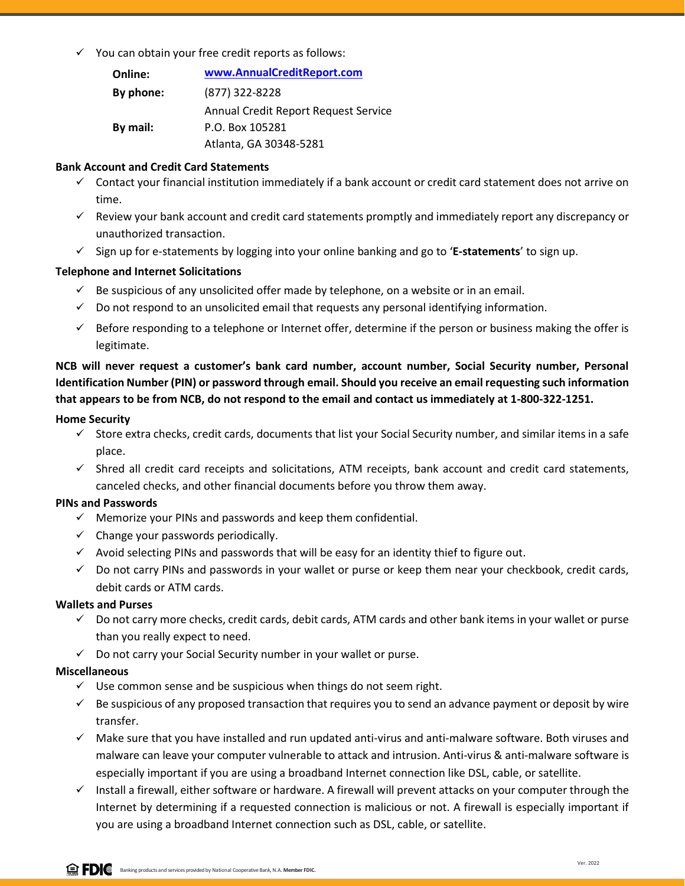- ✓ You can obtain your free credit reports as follows:

| | |
|---|---|
| **Online:** | **[www.AnnualCreditReport.com](http://www.AnnualCreditReport.com)** |
| **By phone:** | (877) 322-8228 |
| **By mail:** | Annual Credit Report Request Service<br>P.O. Box 105281<br>Atlanta, GA 30348-5281 |

**Bank Account and Credit Card Statements**

- ✓ Contact your financial institution immediately if a bank account or credit card statement does not arrive on time.
- ✓ Review your bank account and credit card statements promptly and immediately report any discrepancy or unauthorized transaction.
- ✓ Sign up for e-statements by logging into your online banking and go to '**E-statements**' to sign up.

**Telephone and Internet Solicitations**

- ✓ Be suspicious of any unsolicited offer made by telephone, on a website or in an email.
- ✓ Do not respond to an unsolicited email that requests any personal identifying information.
- ✓ Before responding to a telephone or Internet offer, determine if the person or business making the offer is legitimate.

**NCB will never request a customer's bank card number, account number, Social Security number, Personal Identification Number (PIN) or password through email. Should you receive an email requesting such information that appears to be from NCB, do not respond to the email and contact us immediately at 1-800-322-1251.**

**Home Security**

- ✓ Store extra checks, credit cards, documents that list your Social Security number, and similar items in a safe place.
- ✓ Shred all credit card receipts and solicitations, ATM receipts, bank account and credit card statements, canceled checks, and other financial documents before you throw them away.

**PINs and Passwords**

- ✓ Memorize your PINs and passwords and keep them confidential.
- ✓ Change your passwords periodically.
- ✓ Avoid selecting PINs and passwords that will be easy for an identity thief to figure out.
- ✓ Do not carry PINs and passwords in your wallet or purse or keep them near your checkbook, credit cards, debit cards or ATM cards.

**Wallets and Purses**

- ✓ Do not carry more checks, credit cards, debit cards, ATM cards and other bank items in your wallet or purse than you really expect to need.
- ✓ Do not carry your Social Security number in your wallet or purse.

**Miscellaneous**

- ✓ Use common sense and be suspicious when things do not seem right.
- ✓ Be suspicious of any proposed transaction that requires you to send an advance payment or deposit by wire transfer.
- ✓ Make sure that you have installed and run updated anti-virus and anti-malware software. Both viruses and malware can leave your computer vulnerable to attack and intrusion. Anti-virus & anti-malware software is especially important if you are using a broadband Internet connection like DSL, cable, or satellite.
- ✓ Install a firewall, either software or hardware. A firewall will prevent attacks on your computer through the Internet by determining if a requested connection is malicious or not. A firewall is especially important if you are using a broadband Internet connection such as DSL, cable, or satellite.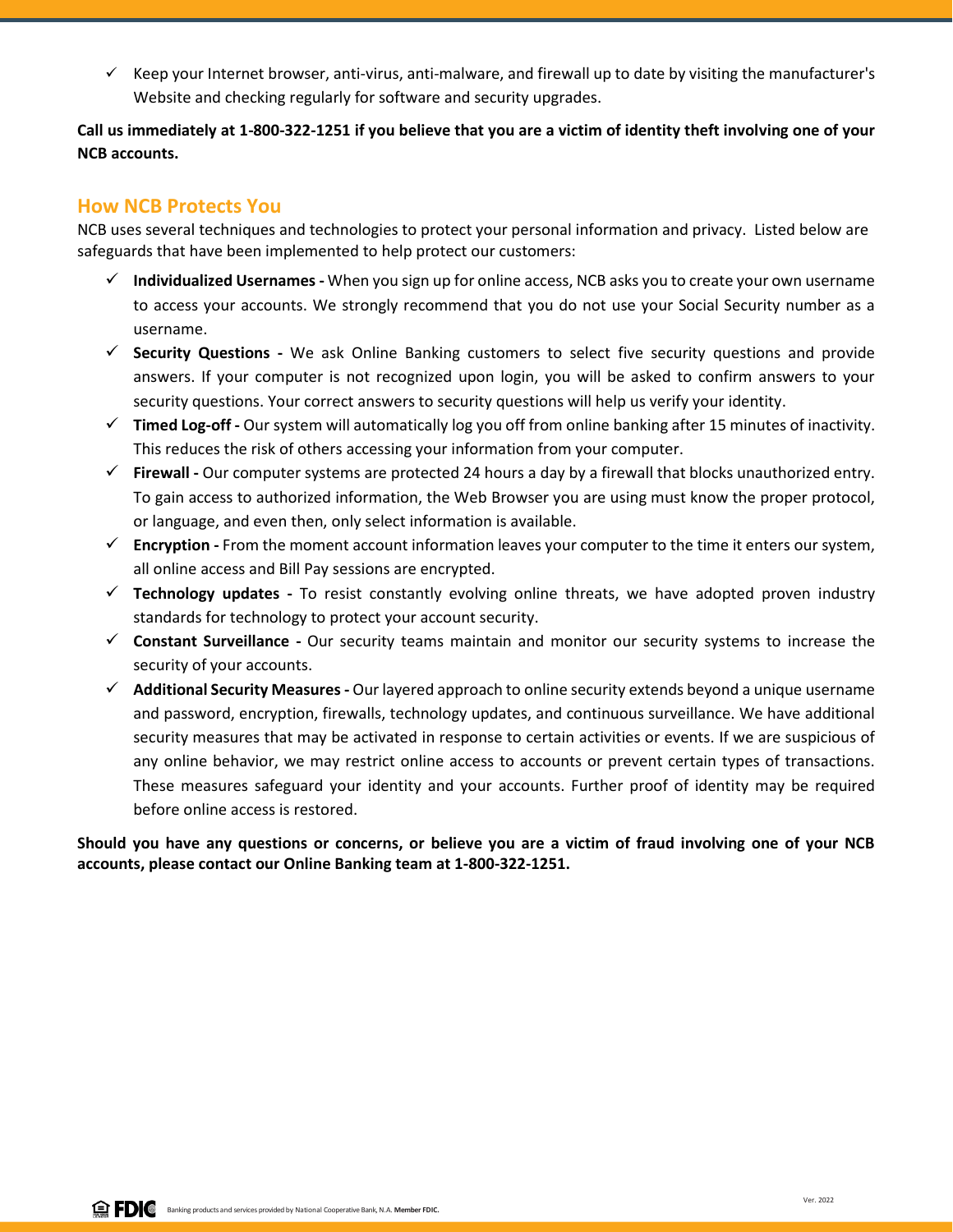- ✓ Keep your Internet browser, anti-virus, anti-malware, and firewall up to date by visiting the manufacturer's Website and checking regularly for software and security upgrades.

**Call us immediately at 1-800-322-1251 if you believe that you are a victim of identity theft involving one of your NCB accounts.**

## How NCB Protects You

NCB uses several techniques and technologies to protect your personal information and privacy. Listed below are safeguards that have been implemented to help protect our customers:

- ✓ **Individualized Usernames -** When you sign up for online access, NCB asks you to create your own username to access your accounts. We strongly recommend that you do not use your Social Security number as a username.
- ✓ **Security Questions -** We ask Online Banking customers to select five security questions and provide answers. If your computer is not recognized upon login, you will be asked to confirm answers to your security questions. Your correct answers to security questions will help us verify your identity.
- ✓ **Timed Log-off -** Our system will automatically log you off from online banking after 15 minutes of inactivity. This reduces the risk of others accessing your information from your computer.
- ✓ **Firewall -** Our computer systems are protected 24 hours a day by a firewall that blocks unauthorized entry. To gain access to authorized information, the Web Browser you are using must know the proper protocol, or language, and even then, only select information is available.
- ✓ **Encryption -** From the moment account information leaves your computer to the time it enters our system, all online access and Bill Pay sessions are encrypted.
- ✓ **Technology updates -** To resist constantly evolving online threats, we have adopted proven industry standards for technology to protect your account security.
- ✓ **Constant Surveillance -** Our security teams maintain and monitor our security systems to increase the security of your accounts.
- ✓ **Additional Security Measures -** Our layered approach to online security extends beyond a unique username and password, encryption, firewalls, technology updates, and continuous surveillance. We have additional security measures that may be activated in response to certain activities or events. If we are suspicious of any online behavior, we may restrict online access to accounts or prevent certain types of transactions. These measures safeguard your identity and your accounts. Further proof of identity may be required before online access is restored.

**Should you have any questions or concerns, or believe you are a victim of fraud involving one of your NCB accounts, please contact our Online Banking team at 1-800-322-1251.**